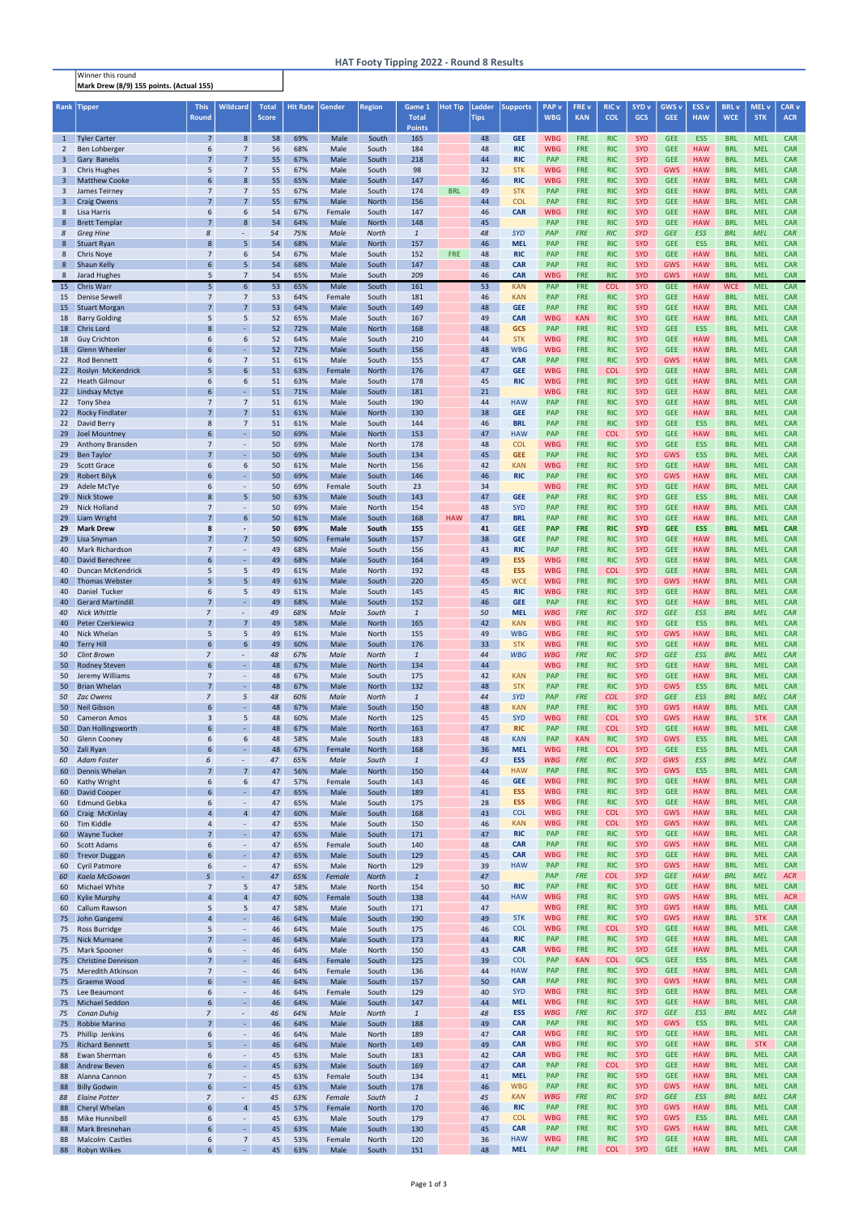# HAT Footy Tipping 2022 - Round 8 Results

Winner this round
**Mark Drew (8/9) 155 points. (Actual 155)**

| Rank | Tipper | This Round | Wildcard | Total Score | Hit Rate | Gender | Region | Game 1 Total Points | Hot Tip | Ladder Tips | Supports | PAP v WBG | FRE v KAN | RIC v COL | SYD v GCS | GWS v GEE | ESS v HAW | BRL v WCE | MEL v STK | CAR v ACR |
|---|---|---|---|---|---|---|---|---|---|---|---|---|---|---|---|---|---|---|---|---|
| 1 | Tyler Carter | 7 | 8 | 58 | 69% | Male | South | 165 | | 48 | GEE | WBG | FRE | RIC | SYD | GEE | ESS | BRL | MEL | CAR |
| 2 | Ben Lohberger | 6 | 7 | 56 | 68% | Male | South | 184 | | 48 | RIC | WBG | FRE | RIC | SYD | GEE | HAW | BRL | MEL | CAR |
| 3 | Gary Banelis | 7 | 7 | 55 | 67% | Male | South | 218 | | 44 | RIC | PAP | FRE | RIC | SYD | GEE | HAW | BRL | MEL | CAR |
| 3 | Chris Hughes | 5 | 7 | 55 | 67% | Male | South | 98 | | 32 | STK | WBG | FRE | RIC | SYD | GWS | HAW | BRL | MEL | CAR |
| 3 | Matthew Cooke | 6 | 8 | 55 | 65% | Male | South | 147 | | 46 | RIC | WBG | FRE | RIC | SYD | GEE | HAW | BRL | MEL | CAR |
| 3 | James Teirney | 7 | 7 | 55 | 67% | Male | South | 174 | BRL | 49 | STK | PAP | FRE | RIC | SYD | GEE | HAW | BRL | MEL | CAR |
| 3 | Craig Owens | 7 | 7 | 55 | 67% | Male | North | 156 | | 44 | COL | PAP | FRE | RIC | SYD | GEE | HAW | BRL | MEL | CAR |
| 8 | Lisa Harris | 6 | 6 | 54 | 67% | Female | South | 147 | | 46 | CAR | WBG | FRE | RIC | SYD | GEE | HAW | BRL | MEL | CAR |
| 8 | Brett Templar | 7 | 8 | 54 | 64% | Male | North | 148 | | 45 | | PAP | FRE | RIC | SYD | GEE | HAW | BRL | MEL | CAR |
| *8* | *Greg Hine* | *8* | *-* | *54* | *75%* | *Male* | *North* | *1* | | *48* | *SYD* | *PAP* | *FRE* | *RIC* | *SYD* | *GEE* | *ESS* | *BRL* | *MEL* | *CAR* |
| 8 | Stuart Ryan | 8 | 5 | 54 | 68% | Male | North | 157 | | 46 | MEL | PAP | FRE | RIC | SYD | GEE | ESS | BRL | MEL | CAR |
| 8 | Chris Noye | 7 | 6 | 54 | 67% | Male | South | 152 | FRE | 48 | RIC | PAP | FRE | RIC | SYD | GEE | HAW | BRL | MEL | CAR |
| 8 | Shaun Kelly | 6 | 5 | 54 | 68% | Male | South | 147 | | 48 | CAR | PAP | FRE | RIC | SYD | GWS | HAW | BRL | MEL | CAR |
| 8 | Jarad Hughes | 5 | 7 | 54 | 65% | Male | South | 209 | | 46 | CAR | WBG | FRE | RIC | SYD | GWS | HAW | BRL | MEL | CAR |
| 15 | Chris Warr | 5 | 6 | 53 | 65% | Male | South | 161 | | 53 | KAN | PAP | FRE | COL | SYD | GEE | HAW | WCE | MEL | CAR |
| 15 | Denise Sewell | 7 | 7 | 53 | 64% | Female | South | 181 | | 46 | KAN | PAP | FRE | RIC | SYD | GEE | HAW | BRL | MEL | CAR |
| 15 | Stuart Morgan | 7 | 7 | 53 | 64% | Male | South | 149 | | 48 | GEE | PAP | FRE | RIC | SYD | GEE | HAW | BRL | MEL | CAR |
| 18 | Barry Golding | 5 | 5 | 52 | 65% | Male | South | 167 | | 49 | CAR | WBG | KAN | RIC | SYD | GEE | HAW | BRL | MEL | CAR |
| 18 | Chris Lord | 8 | - | 52 | 72% | Male | North | 168 | | 48 | GCS | PAP | FRE | RIC | SYD | GEE | ESS | BRL | MEL | CAR |
| 18 | Guy Crichton | 6 | 6 | 52 | 64% | Male | South | 210 | | 44 | STK | WBG | FRE | RIC | SYD | GEE | HAW | BRL | MEL | CAR |
| 18 | Glenn Wheeler | 6 | - | 52 | 72% | Male | South | 156 | | 48 | WBG | WBG | FRE | RIC | SYD | GEE | HAW | BRL | MEL | CAR |
| 22 | Rod Bennett | 6 | 7 | 51 | 61% | Male | South | 155 | | 47 | CAR | PAP | FRE | RIC | SYD | GWS | HAW | BRL | MEL | CAR |
| 22 | Roslyn McKendrick | 5 | 6 | 51 | 63% | Female | North | 176 | | 47 | GEE | WBG | FRE | COL | SYD | GEE | HAW | BRL | MEL | CAR |
| 22 | Heath Gilmour | 6 | 6 | 51 | 63% | Male | South | 178 | | 45 | RIC | WBG | FRE | RIC | SYD | GEE | HAW | BRL | MEL | CAR |
| 22 | Lindsay Mctye | 6 | - | 51 | 71% | Male | South | 181 | | 21 | | WBG | FRE | RIC | SYD | GEE | HAW | BRL | MEL | CAR |
| 22 | Tony Shea | 7 | 7 | 51 | 61% | Male | South | 190 | | 44 | HAW | PAP | FRE | RIC | SYD | GEE | HAW | BRL | MEL | CAR |
| 22 | Rocky Findlater | 7 | 7 | 51 | 61% | Male | North | 130 | | 38 | GEE | PAP | FRE | RIC | SYD | GEE | HAW | BRL | MEL | CAR |
| 22 | David Berry | 8 | 7 | 51 | 61% | Male | South | 144 | | 46 | BRL | PAP | FRE | RIC | SYD | GEE | ESS | BRL | MEL | CAR |
| 29 | Joel Mountney | 6 | - | 50 | 69% | Male | North | 153 | | 47 | HAW | PAP | FRE | COL | SYD | GEE | HAW | BRL | MEL | CAR |
| 29 | Anthony Bransden | 7 | - | 50 | 69% | Male | North | 178 | | 48 | COL | WBG | FRE | RIC | SYD | GEE | ESS | BRL | MEL | CAR |
| 29 | Ben Taylor | 7 | - | 50 | 69% | Male | South | 134 | | 45 | GEE | PAP | FRE | RIC | SYD | GWS | ESS | BRL | MEL | CAR |
| 29 | Scott Grace | 6 | 6 | 50 | 61% | Male | North | 156 | | 42 | KAN | WBG | FRE | RIC | SYD | GEE | HAW | BRL | MEL | CAR |
| 29 | Robert Bilyk | 6 | - | 50 | 69% | Male | South | 146 | | 46 | RIC | PAP | FRE | RIC | SYD | GWS | HAW | BRL | MEL | CAR |
| 29 | Adele McTye | 6 | - | 50 | 69% | Female | South | 23 | | 34 | | WBG | FRE | RIC | SYD | GEE | HAW | BRL | MEL | CAR |
| 29 | Nick Stowe | 8 | 5 | 50 | 63% | Male | South | 143 | | 47 | GEE | PAP | FRE | RIC | SYD | GEE | ESS | BRL | MEL | CAR |
| 29 | Nick Holland | 7 | - | 50 | 69% | Male | North | 154 | | 48 | SYD | PAP | FRE | RIC | SYD | GEE | HAW | BRL | MEL | CAR |
| 29 | Liam Wright | 7 | 6 | 50 | 61% | Male | South | 168 | HAW | 47 | BRL | PAP | FRE | RIC | SYD | GEE | HAW | BRL | MEL | CAR |
| **29** | **Mark Drew** | **8** | **-** | **50** | **69%** | **Male** | **South** | **155** | | **41** | **GEE** | **PAP** | **FRE** | **RIC** | **SYD** | **GEE** | **ESS** | **BRL** | **MEL** | **CAR** |
| 29 | Lisa Snyman | 7 | 7 | 50 | 60% | Female | South | 157 | | 38 | GEE | PAP | FRE | RIC | SYD | GEE | HAW | BRL | MEL | CAR |
| 40 | Mark Richardson | 7 | - | 49 | 68% | Male | South | 156 | | 43 | RIC | PAP | FRE | RIC | SYD | GEE | HAW | BRL | MEL | CAR |
| 40 | David Berechree | 6 | - | 49 | 68% | Male | South | 164 | | 49 | ESS | WBG | FRE | RIC | SYD | GEE | HAW | BRL | MEL | CAR |
| 40 | Duncan McKendrick | 5 | 5 | 49 | 61% | Male | North | 192 | | 48 | ESS | WBG | FRE | COL | SYD | GEE | HAW | BRL | MEL | CAR |
| 40 | Thomas Webster | 5 | 5 | 49 | 61% | Male | South | 220 | | 45 | WCE | WBG | FRE | RIC | SYD | GWS | HAW | BRL | MEL | CAR |
| 40 | Daniel Tucker | 6 | 5 | 49 | 61% | Male | South | 145 | | 45 | RIC | WBG | FRE | RIC | SYD | GEE | HAW | BRL | MEL | CAR |
| 40 | Gerard Martindill | 7 | - | 49 | 68% | Male | South | 152 | | 46 | GEE | PAP | FRE | RIC | SYD | GEE | HAW | BRL | MEL | CAR |
| *40* | *Nick Whittle* | *7* | *-* | *49* | *68%* | *Male* | *South* | *1* | | *50* | *MEL* | *WBG* | *FRE* | *RIC* | *SYD* | *GEE* | *ESS* | *BRL* | *MEL* | *CAR* |
| 40 | Peter Czerkiewicz | 7 | 7 | 49 | 58% | Male | North | 165 | | 42 | KAN | WBG | FRE | RIC | SYD | GEE | ESS | BRL | MEL | CAR |
| 40 | Nick Whelan | 5 | 5 | 49 | 61% | Male | North | 155 | | 49 | WBG | WBG | FRE | RIC | SYD | GWS | HAW | BRL | MEL | CAR |
| 40 | Terry Hill | 6 | 6 | 49 | 60% | Male | South | 176 | | 33 | STK | WBG | FRE | RIC | SYD | GEE | HAW | BRL | MEL | CAR |
| *50* | *Clint Brown* | *7* | *-* | *48* | *67%* | *Male* | *North* | *1* | | *44* | *WBG* | *WBG* | *FRE* | *RIC* | *SYD* | *GEE* | *ESS* | *BRL* | *MEL* | *CAR* |
| 50 | Rodney Steven | 6 | - | 48 | 67% | Male | North | 134 | | 44 | | WBG | FRE | RIC | SYD | GEE | HAW | BRL | MEL | CAR |
| 50 | Jeremy Williams | 7 | - | 48 | 67% | Male | South | 175 | | 42 | KAN | PAP | FRE | RIC | SYD | GEE | HAW | BRL | MEL | CAR |
| 50 | Brian Whelan | 7 | - | 48 | 67% | Male | North | 132 | | 48 | STK | PAP | FRE | RIC | SYD | GWS | ESS | BRL | MEL | CAR |
| *50* | *Zac Owens* | *7* | *5* | *48* | *60%* | *Male* | *North* | *1* | | *44* | *SYD* | *PAP* | *FRE* | *COL* | *SYD* | *GEE* | *ESS* | *BRL* | *MEL* | *CAR* |
| 50 | Neil Gibson | 6 | - | 48 | 67% | Male | South | 150 | | 48 | KAN | PAP | FRE | RIC | SYD | GWS | HAW | BRL | MEL | CAR |
| 50 | Cameron Amos | 3 | 5 | 48 | 60% | Male | North | 125 | | 45 | SYD | WBG | FRE | COL | SYD | GWS | HAW | BRL | STK | CAR |
| 50 | Dan Hollingsworth | 6 | - | 48 | 67% | Male | North | 163 | | 47 | RIC | PAP | FRE | COL | SYD | GEE | HAW | BRL | MEL | CAR |
| 50 | Glenn Cooney | 6 | 6 | 48 | 58% | Male | South | 183 | | 48 | KAN | PAP | KAN | RIC | SYD | GWS | ESS | BRL | MEL | CAR |
| 50 | Zali Ryan | 6 | - | 48 | 67% | Female | North | 168 | | 36 | MEL | WBG | FRE | COL | SYD | GEE | ESS | BRL | MEL | CAR |
| *60* | *Adam Foster* | *6* | *-* | *47* | *65%* | *Male* | *South* | *1* | | *43* | *ESS* | *WBG* | *FRE* | *RIC* | *SYD* | *GWS* | *ESS* | *BRL* | *MEL* | *CAR* |
| 60 | Dennis Whelan | 7 | 7 | 47 | 56% | Male | North | 150 | | 44 | HAW | PAP | FRE | RIC | SYD | GWS | ESS | BRL | MEL | CAR |
| 60 | Kathy Wright | 6 | 6 | 47 | 57% | Female | South | 143 | | 46 | GEE | WBG | FRE | RIC | SYD | GEE | HAW | BRL | MEL | CAR |
| 60 | David Cooper | 6 | - | 47 | 65% | Male | South | 189 | | 41 | ESS | WBG | FRE | RIC | SYD | GEE | HAW | BRL | MEL | CAR |
| 60 | Edmund Gebka | 6 | - | 47 | 65% | Male | South | 175 | | 28 | ESS | WBG | FRE | RIC | SYD | GEE | HAW | BRL | MEL | CAR |
| 60 | Craig McKinlay | 4 | 4 | 47 | 60% | Male | South | 168 | | 43 | COL | WBG | FRE | COL | SYD | GWS | HAW | BRL | MEL | CAR |
| 60 | Tim Kiddle | 4 | - | 47 | 65% | Male | South | 150 | | 46 | KAN | WBG | FRE | COL | SYD | GWS | HAW | BRL | MEL | CAR |
| 60 | Wayne Tucker | 7 | - | 47 | 65% | Male | South | 171 | | 47 | RIC | PAP | FRE | RIC | SYD | GEE | HAW | BRL | MEL | CAR |
| 60 | Scott Adams | 6 | - | 47 | 65% | Female | South | 140 | | 48 | CAR | PAP | FRE | RIC | SYD | GWS | HAW | BRL | MEL | CAR |
| 60 | Trevor Duggan | 6 | - | 47 | 65% | Male | South | 129 | | 45 | CAR | WBG | FRE | RIC | SYD | GEE | HAW | BRL | MEL | CAR |
| 60 | Cyril Patmore | 6 | - | 47 | 65% | Male | North | 129 | | 39 | HAW | PAP | FRE | RIC | SYD | GWS | HAW | BRL | MEL | CAR |
| *60* | *Kaela McGowan* | *5* | *-* | *47* | *65%* | *Female* | *North* | *1* | | *47* | | *PAP* | *FRE* | *COL* | *SYD* | *GEE* | *HAW* | *BRL* | *MEL* | *ACR* |
| 60 | Michael White | 7 | 5 | 47 | 58% | Male | North | 154 | | 50 | RIC | PAP | FRE | RIC | SYD | GEE | HAW | BRL | MEL | CAR |
| 60 | Kylie Murphy | 4 | 4 | 47 | 60% | Female | South | 138 | | 44 | HAW | WBG | FRE | RIC | SYD | GWS | HAW | BRL | MEL | ACR |
| 60 | Callum Rawson | 5 | 5 | 47 | 58% | Male | South | 171 | | 47 | | WBG | FRE | RIC | SYD | GWS | HAW | BRL | MEL | CAR |
| 75 | John Gangemi | 4 | - | 46 | 64% | Male | South | 190 | | 49 | STK | WBG | FRE | RIC | SYD | GWS | HAW | BRL | STK | CAR |
| 75 | Ross Burridge | 5 | - | 46 | 64% | Male | South | 175 | | 46 | COL | WBG | FRE | COL | SYD | GEE | HAW | BRL | MEL | CAR |
| 75 | Nick Murnane | 7 | - | 46 | 64% | Male | South | 173 | | 44 | RIC | PAP | FRE | RIC | SYD | GEE | HAW | BRL | MEL | CAR |
| 75 | Mark Spooner | 6 | - | 46 | 64% | Male | North | 150 | | 43 | CAR | WBG | FRE | RIC | SYD | GEE | HAW | BRL | MEL | CAR |
| 75 | Christine Dennison | 7 | - | 46 | 64% | Female | South | 125 | | 39 | COL | PAP | KAN | COL | GCS | GEE | ESS | BRL | MEL | CAR |
| 75 | Meredith Atkinson | 7 | - | 46 | 64% | Female | South | 136 | | 44 | HAW | PAP | FRE | RIC | SYD | GEE | HAW | BRL | MEL | CAR |
| 75 | Graeme Wood | 6 | - | 46 | 64% | Male | South | 157 | | 50 | CAR | PAP | FRE | RIC | SYD | GWS | HAW | BRL | MEL | CAR |
| 75 | Lee Beaumont | 6 | - | 46 | 64% | Female | South | 129 | | 40 | SYD | WBG | FRE | RIC | SYD | GEE | HAW | BRL | MEL | CAR |
| 75 | Michael Seddon | 6 | - | 46 | 64% | Male | South | 147 | | 44 | MEL | WBG | FRE | RIC | SYD | GEE | HAW | BRL | MEL | CAR |
| *75* | *Conan Duhig* | *7* | *-* | *46* | *64%* | *Male* | *North* | *1* | | *48* | *ESS* | *WBG* | *FRE* | *RIC* | *SYD* | *GEE* | *ESS* | *BRL* | *MEL* | *CAR* |
| 75 | Robbie Marino | 7 | - | 46 | 64% | Male | South | 188 | | 49 | CAR | PAP | FRE | RIC | SYD | GWS | ESS | BRL | MEL | CAR |
| 75 | Phillip Jenkins | 6 | - | 46 | 64% | Male | North | 189 | | 47 | CAR | WBG | FRE | RIC | SYD | GEE | HAW | BRL | MEL | CAR |
| 75 | Richard Bennett | 5 | - | 46 | 64% | Male | North | 149 | | 49 | CAR | WBG | FRE | RIC | SYD | GEE | HAW | BRL | STK | CAR |
| 88 | Ewan Sherman | 6 | - | 45 | 63% | Male | South | 183 | | 42 | CAR | WBG | FRE | RIC | SYD | GEE | HAW | BRL | MEL | CAR |
| 88 | Andrew Beven | 6 | - | 45 | 63% | Male | South | 169 | | 47 | CAR | PAP | FRE | COL | SYD | GEE | HAW | BRL | MEL | CAR |
| 88 | Alanna Cannon | 7 | - | 45 | 63% | Female | South | 134 | | 41 | MEL | PAP | FRE | RIC | SYD | GEE | HAW | BRL | MEL | CAR |
| 88 | Billy Godwin | 6 | - | 45 | 63% | Male | South | 178 | | 46 | WBG | PAP | FRE | RIC | SYD | GWS | HAW | BRL | MEL | CAR |
| *88* | *Elaine Potter* | *7* | *-* | *45* | *63%* | *Female* | *South* | *1* | | *45* | *KAN* | *WBG* | *FRE* | *RIC* | *SYD* | *GEE* | *ESS* | *BRL* | *MEL* | *CAR* |
| 88 | Cheryl Whelan | 6 | 4 | 45 | 57% | Female | North | 170 | | 46 | RIC | PAP | FRE | RIC | SYD | GWS | HAW | BRL | MEL | CAR |
| 88 | Mike Hunnibell | 6 | - | 45 | 63% | Male | South | 179 | | 47 | COL | WBG | FRE | RIC | SYD | GWS | ESS | BRL | MEL | CAR |
| 88 | Mark Bresnehan | 6 | - | 45 | 63% | Male | South | 130 | | 45 | CAR | PAP | FRE | RIC | SYD | GWS | HAW | BRL | MEL | CAR |
| 88 | Malcolm Castles | 6 | 7 | 45 | 53% | Female | North | 120 | | 36 | HAW | WBG | FRE | RIC | SYD | GEE | HAW | BRL | MEL | CAR |
| 88 | Robyn Wilkes | 6 | - | 45 | 63% | Male | South | 151 | | 48 | MEL | PAP | FRE | COL | SYD | GEE | HAW | BRL | MEL | CAR |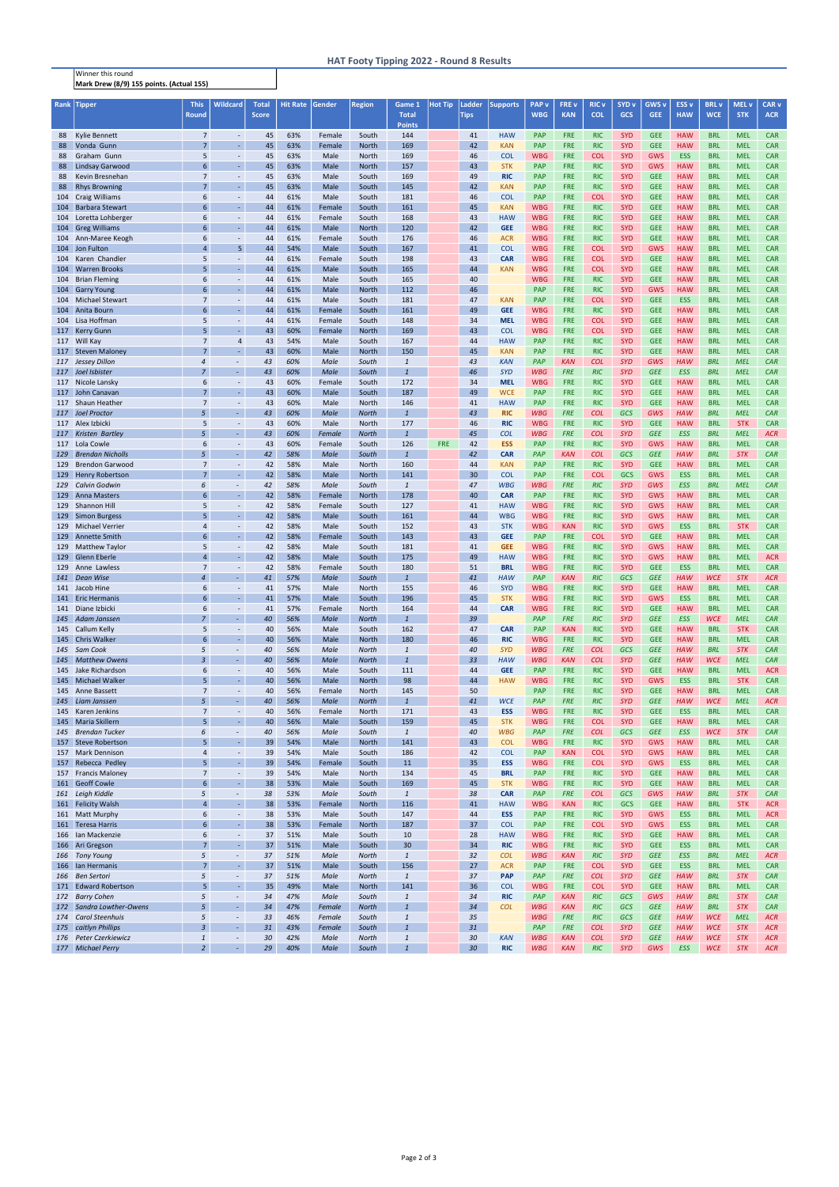# HAT Footy Tipping 2022 - Round 8 Results

Winner this round
**Mark Drew (8/9) 155 points. (Actual 155)**

| Rank | Tipper | This Round | Wildcard | Total Score | Hit Rate | Gender | Region | Game 1 Total Points | Hot Tip | Ladder Tips | Supports | PAP v WBG | FRE v KAN | RIC v COL | SYD v GCS | GWS v GEE | ESS v HAW | BRL v WCE | MEL v STK | CAR v ACR |
|---|---|---|---|---|---|---|---|---|---|---|---|---|---|---|---|---|---|---|---|---|
| 88 | Kylie Bennett | 7 | - | 45 | 63% | Female | South | 144 | | 41 | HAW | PAP | FRE | RIC | SYD | GEE | HAW | BRL | MEL | CAR |
| 88 | Vonda Gunn | 7 | - | 45 | 63% | Female | North | 169 | | 42 | KAN | PAP | FRE | RIC | SYD | GEE | HAW | BRL | MEL | CAR |
| 88 | Graham Gunn | 5 | - | 45 | 63% | Male | North | 169 | | 46 | COL | WBG | FRE | COL | SYD | GWS | ESS | BRL | MEL | CAR |
| 88 | Lindsay Garwood | 6 | - | 45 | 63% | Male | North | 157 | | 43 | STK | PAP | FRE | RIC | SYD | GWS | HAW | BRL | MEL | CAR |
| 88 | Kevin Bresnehan | 7 | - | 45 | 63% | Male | South | 169 | | 49 | RIC | PAP | FRE | RIC | SYD | GEE | HAW | BRL | MEL | CAR |
| 88 | Rhys Browning | 7 | - | 45 | 63% | Male | South | 145 | | 42 | KAN | PAP | FRE | RIC | SYD | GEE | HAW | BRL | MEL | CAR |
| 104 | Craig Williams | 6 | - | 44 | 61% | Male | South | 181 | | 46 | COL | PAP | FRE | COL | SYD | GEE | HAW | BRL | MEL | CAR |
| 104 | Barbara Stewart | 6 | - | 44 | 61% | Female | South | 161 | | 45 | KAN | WBG | FRE | RIC | SYD | GEE | HAW | BRL | MEL | CAR |
| 104 | Loretta Lohberger | 6 | - | 44 | 61% | Female | South | 168 | | 43 | HAW | WBG | FRE | RIC | SYD | GEE | HAW | BRL | MEL | CAR |
| 104 | Greg Williams | 6 | - | 44 | 61% | Male | North | 120 | | 42 | GEE | WBG | FRE | RIC | SYD | GEE | HAW | BRL | MEL | CAR |
| 104 | Ann-Maree Keogh | 6 | - | 44 | 61% | Female | South | 176 | | 46 | ACR | WBG | FRE | RIC | SYD | GEE | HAW | BRL | MEL | CAR |
| 104 | Jon Fulton | 4 | 5 | 44 | 54% | Male | South | 167 | | 41 | COL | WBG | FRE | COL | SYD | GWS | HAW | BRL | MEL | CAR |
| 104 | Karen Chandler | 5 | - | 44 | 61% | Female | South | 198 | | 43 | CAR | WBG | FRE | COL | SYD | GEE | HAW | BRL | MEL | CAR |
| 104 | Warren Brooks | 5 | - | 44 | 61% | Male | South | 165 | | 44 | KAN | WBG | FRE | COL | SYD | GEE | HAW | BRL | MEL | CAR |
| 104 | Brian Fleming | 6 | - | 44 | 61% | Male | South | 165 | | 40 | | WBG | FRE | RIC | SYD | GEE | HAW | BRL | MEL | CAR |
| 104 | Garry Young | 6 | - | 44 | 61% | Male | North | 112 | | 46 | | PAP | FRE | RIC | SYD | GWS | HAW | BRL | MEL | CAR |
| 104 | Michael Stewart | 7 | - | 44 | 61% | Male | South | 181 | | 47 | KAN | PAP | FRE | COL | SYD | GEE | ESS | BRL | MEL | CAR |
| 104 | Anita Bourn | 6 | - | 44 | 61% | Female | South | 161 | | 49 | GEE | WBG | FRE | RIC | SYD | GEE | HAW | BRL | MEL | CAR |
| 104 | Lisa Hoffman | 5 | - | 44 | 61% | Female | South | 148 | | 34 | MEL | WBG | FRE | COL | SYD | GEE | HAW | BRL | MEL | CAR |
| 117 | Kerry Gunn | 5 | - | 43 | 60% | Female | North | 169 | | 43 | COL | WBG | FRE | COL | SYD | GEE | HAW | BRL | MEL | CAR |
| 117 | Will Kay | 7 | 4 | 43 | 54% | Male | South | 167 | | 44 | HAW | PAP | FRE | RIC | SYD | GEE | HAW | BRL | MEL | CAR |
| 117 | Steven Maloney | 7 | - | 43 | 60% | Male | North | 150 | | 45 | KAN | PAP | FRE | RIC | SYD | GEE | HAW | BRL | MEL | CAR |
| *117* | *Jessey Dillon* | *4* | - | *43* | *60%* | *Male* | *South* | *1* | | *43* | *KAN* | *PAP* | *KAN* | *COL* | *SYD* | *GWS* | *HAW* | *BRL* | *MEL* | *CAR* |
| *117* | *Joel Isbister* | *7* | - | *43* | *60%* | *Male* | *South* | *1* | | *46* | *SYD* | *WBG* | *FRE* | *RIC* | *SYD* | *GEE* | *ESS* | *BRL* | *MEL* | *CAR* |
| 117 | Nicole Lansky | 6 | - | 43 | 60% | Female | South | 172 | | 34 | MEL | WBG | FRE | RIC | SYD | GEE | HAW | BRL | MEL | CAR |
| 117 | John Canavan | 7 | - | 43 | 60% | Male | South | 187 | | 49 | WCE | PAP | FRE | RIC | SYD | GEE | HAW | BRL | MEL | CAR |
| 117 | Shaun Heather | 7 | - | 43 | 60% | Male | North | 146 | | 41 | HAW | PAP | FRE | RIC | SYD | GEE | HAW | BRL | MEL | CAR |
| *117* | *Joel Proctor* | *5* | - | *43* | *60%* | *Male* | *North* | *1* | | *43* | *RIC* | *WBG* | *FRE* | *COL* | *GCS* | *GWS* | *HAW* | *BRL* | *MEL* | *CAR* |
| 117 | Alex Izbicki | 5 | - | 43 | 60% | Male | North | 177 | | 46 | RIC | WBG | FRE | RIC | SYD | GEE | HAW | BRL | STK | CAR |
| *117* | *Kristen Bartley* | *5* | - | *43* | *60%* | *Female* | *North* | *1* | | *45* | *COL* | *WBG* | *FRE* | *COL* | *SYD* | *GEE* | *ESS* | *BRL* | *MEL* | *ACR* |
| 117 | Lola Cowle | 6 | - | 43 | 60% | Female | South | 126 | FRE | 42 | ESS | PAP | FRE | RIC | SYD | GWS | HAW | BRL | MEL | CAR |
| *129* | *Brendan Nicholls* | *5* | - | *42* | *58%* | *Male* | *South* | *1* | | *42* | *CAR* | *PAP* | *KAN* | *COL* | *GCS* | *GEE* | *HAW* | *BRL* | *STK* | *CAR* |
| 129 | Brendon Garwood | 7 | - | 42 | 58% | Male | North | 160 | | 44 | KAN | PAP | FRE | RIC | SYD | GEE | HAW | BRL | MEL | CAR |
| 129 | Henry Robertson | 7 | - | 42 | 58% | Male | North | 141 | | 30 | COL | PAP | FRE | COL | GCS | GWS | ESS | BRL | MEL | CAR |
| *129* | *Calvin Godwin* | *6* | - | *42* | *58%* | *Male* | *South* | *1* | | *47* | *WBG* | *WBG* | *FRE* | *RIC* | *SYD* | *GWS* | *ESS* | *BRL* | *MEL* | *CAR* |
| 129 | Anna Masters | 6 | - | 42 | 58% | Female | North | 178 | | 40 | CAR | PAP | FRE | RIC | SYD | GWS | HAW | BRL | MEL | CAR |
| 129 | Shannon Hill | 5 | - | 42 | 58% | Female | South | 127 | | 41 | HAW | WBG | FRE | RIC | SYD | GWS | HAW | BRL | MEL | CAR |
| 129 | Simon Burgess | 5 | - | 42 | 58% | Male | South | 161 | | 44 | WBG | WBG | FRE | RIC | SYD | GWS | HAW | BRL | MEL | CAR |
| 129 | Michael Verrier | 4 | - | 42 | 58% | Male | South | 152 | | 43 | STK | WBG | KAN | RIC | SYD | GWS | ESS | BRL | STK | CAR |
| 129 | Annette Smith | 6 | - | 42 | 58% | Female | South | 143 | | 43 | GEE | PAP | FRE | COL | SYD | GEE | HAW | BRL | MEL | CAR |
| 129 | Matthew Taylor | 5 | - | 42 | 58% | Male | South | 181 | | 41 | GEE | WBG | FRE | RIC | SYD | GWS | HAW | BRL | MEL | CAR |
| 129 | Glenn Eberle | 4 | - | 42 | 58% | Male | South | 175 | | 49 | HAW | WBG | FRE | RIC | SYD | GWS | HAW | BRL | MEL | ACR |
| 129 | Anne Lawless | 7 | - | 42 | 58% | Female | South | 180 | | 51 | BRL | WBG | FRE | RIC | SYD | GEE | ESS | BRL | MEL | CAR |
| *141* | *Dean Wise* | *4* | - | *41* | *57%* | *Male* | *South* | *1* | | *41* | *HAW* | *PAP* | *KAN* | *RIC* | *GCS* | *GEE* | *HAW* | *WCE* | *STK* | *ACR* |
| 141 | Jacob Hine | 6 | - | 41 | 57% | Male | North | 155 | | 46 | SYD | WBG | FRE | RIC | SYD | GEE | HAW | BRL | MEL | CAR |
| 141 | Eric Hermanis | 6 | - | 41 | 57% | Male | South | 196 | | 45 | STK | WBG | FRE | RIC | SYD | GWS | ESS | BRL | MEL | CAR |
| 141 | Diane Izbicki | 6 | - | 41 | 57% | Female | North | 164 | | 44 | CAR | WBG | FRE | RIC | SYD | GEE | HAW | BRL | MEL | CAR |
| *145* | *Adam Janssen* | *7* | - | *40* | *56%* | *Male* | *North* | *1* | | *39* | | *PAP* | *FRE* | *RIC* | *SYD* | *GEE* | *ESS* | *WCE* | *MEL* | *CAR* |
| 145 | Callum Kelly | 5 | - | 40 | 56% | Male | South | 162 | | 47 | CAR | PAP | KAN | RIC | SYD | GEE | HAW | BRL | STK | CAR |
| 145 | Chris Walker | 6 | - | 40 | 56% | Male | North | 180 | | 46 | RIC | WBG | FRE | RIC | SYD | GEE | HAW | BRL | MEL | CAR |
| *145* | *Sam Cook* | *5* | - | *40* | *56%* | *Male* | *North* | *1* | | *40* | *SYD* | *WBG* | *FRE* | *COL* | *GCS* | *GEE* | *HAW* | *BRL* | *STK* | *CAR* |
| *145* | *Matthew Owens* | *3* | - | *40* | *56%* | *Male* | *North* | *1* | | *33* | *HAW* | *WBG* | *KAN* | *COL* | *SYD* | *GEE* | *HAW* | *WCE* | *MEL* | *CAR* |
| 145 | Jake Richardson | 6 | - | 40 | 56% | Male | South | 111 | | 44 | GEE | PAP | FRE | RIC | SYD | GEE | HAW | BRL | MEL | ACR |
| 145 | Michael Walker | 5 | - | 40 | 56% | Male | North | 98 | | 44 | HAW | WBG | FRE | RIC | SYD | GWS | ESS | BRL | STK | CAR |
| 145 | Anne Bassett | 7 | - | 40 | 56% | Female | North | 145 | | 50 | | PAP | FRE | RIC | SYD | GEE | HAW | BRL | MEL | CAR |
| *145* | *Liam Janssen* | *5* | - | *40* | *56%* | *Male* | *North* | *1* | | *41* | *WCE* | *PAP* | *FRE* | *RIC* | *SYD* | *GEE* | *HAW* | *WCE* | *MEL* | *ACR* |
| 145 | Karen Jenkins | 7 | - | 40 | 56% | Female | North | 171 | | 43 | ESS | WBG | FRE | RIC | SYD | GEE | ESS | BRL | MEL | CAR |
| 145 | Maria Skillern | 5 | - | 40 | 56% | Male | South | 159 | | 45 | STK | WBG | FRE | COL | SYD | GEE | HAW | BRL | MEL | CAR |
| *145* | *Brendan Tucker* | *6* | - | *40* | *56%* | *Male* | *South* | *1* | | *40* | *WBG* | *PAP* | *FRE* | *COL* | *GCS* | *GEE* | *ESS* | *WCE* | *STK* | *CAR* |
| 157 | Steve Robertson | 5 | - | 39 | 54% | Male | North | 141 | | 43 | COL | WBG | FRE | RIC | SYD | GWS | HAW | BRL | MEL | CAR |
| 157 | Mark Dennison | 4 | - | 39 | 54% | Male | South | 186 | | 42 | COL | PAP | KAN | COL | SYD | GWS | HAW | BRL | MEL | CAR |
| 157 | Rebecca Pedley | 5 | - | 39 | 54% | Female | South | 11 | | 35 | ESS | WBG | FRE | COL | SYD | GWS | ESS | BRL | MEL | CAR |
| 157 | Francis Maloney | 7 | - | 39 | 54% | Male | North | 134 | | 45 | BRL | PAP | FRE | RIC | SYD | GEE | HAW | BRL | MEL | CAR |
| 161 | Geoff Cowle | 6 | - | 38 | 53% | Male | South | 169 | | 45 | STK | WBG | FRE | RIC | SYD | GEE | HAW | BRL | MEL | CAR |
| *161* | *Leigh Kiddle* | *5* | - | *38* | *53%* | *Male* | *South* | *1* | | *38* | *CAR* | *PAP* | *FRE* | *COL* | *GCS* | *GWS* | *HAW* | *BRL* | *STK* | *CAR* |
| 161 | Felicity Walsh | 4 | - | 38 | 53% | Female | North | 116 | | 41 | HAW | WBG | KAN | RIC | GCS | GEE | HAW | BRL | STK | ACR |
| 161 | Matt Murphy | 6 | - | 38 | 53% | Male | South | 147 | | 44 | ESS | PAP | FRE | RIC | SYD | GWS | ESS | BRL | MEL | ACR |
| 161 | Teresa Harris | 6 | - | 38 | 53% | Female | North | 187 | | 37 | COL | PAP | FRE | COL | SYD | GWS | ESS | BRL | MEL | CAR |
| 166 | Ian Mackenzie | 6 | - | 37 | 51% | Male | South | 10 | | 28 | HAW | WBG | FRE | RIC | SYD | GEE | HAW | BRL | MEL | CAR |
| 166 | Ari Gregson | 7 | - | 37 | 51% | Male | South | 30 | | 34 | RIC | WBG | FRE | RIC | SYD | GEE | ESS | BRL | MEL | CAR |
| *166* | *Tony Young* | *5* | - | *37* | *51%* | *Male* | *North* | *1* | | *32* | *COL* | *WBG* | *KAN* | *RIC* | *SYD* | *GEE* | *ESS* | *BRL* | *MEL* | *ACR* |
| 166 | Ian Hermanis | 7 | - | 37 | 51% | Male | South | 156 | | 27 | ACR | PAP | FRE | COL | SYD | GEE | ESS | BRL | MEL | CAR |
| *166* | *Ben Sertori* | *5* | - | *37* | *51%* | *Male* | *North* | *1* | | *37* | *PAP* | *PAP* | *FRE* | *COL* | *SYD* | *GEE* | *HAW* | *BRL* | *STK* | *CAR* |
| 171 | Edward Robertson | 5 | - | 35 | 49% | Male | North | 141 | | 36 | COL | WBG | FRE | COL | SYD | GEE | HAW | BRL | MEL | CAR |
| *172* | *Barry Cohen* | *5* | - | *34* | *47%* | *Male* | *South* | *1* | | *34* | *RIC* | *PAP* | *KAN* | *RIC* | *GCS* | *GWS* | *HAW* | *BRL* | *STK* | *CAR* |
| *172* | *Sandra Lowther-Owens* | *5* | - | *34* | *47%* | *Female* | *North* | *1* | | *34* | *COL* | *WBG* | *KAN* | *RIC* | *GCS* | *GEE* | *HAW* | *BRL* | *STK* | *CAR* |
| *174* | *Carol Steenhuis* | *5* | - | *33* | *46%* | *Female* | *South* | *1* | | *35* | | *WBG* | *FRE* | *RIC* | *GCS* | *GEE* | *HAW* | *WCE* | *MEL* | *ACR* |
| *175* | *caitlyn Phillips* | *3* | - | *31* | *43%* | *Female* | *South* | *1* | | *31* | | *PAP* | *FRE* | *COL* | *SYD* | *GEE* | *HAW* | *WCE* | *STK* | *ACR* |
| *176* | *Peter Czerkiewicz* | *1* | - | *30* | *42%* | *Male* | *North* | *1* | | *30* | *KAN* | *WBG* | *KAN* | *COL* | *SYD* | *GEE* | *HAW* | *WCE* | *STK* | *ACR* |
| *177* | *Michael Perry* | *2* | - | *29* | *40%* | *Male* | *South* | *1* | | *30* | *RIC* | *WBG* | *KAN* | *RIC* | *SYD* | *GWS* | *ESS* | *WCE* | *STK* | *ACR* |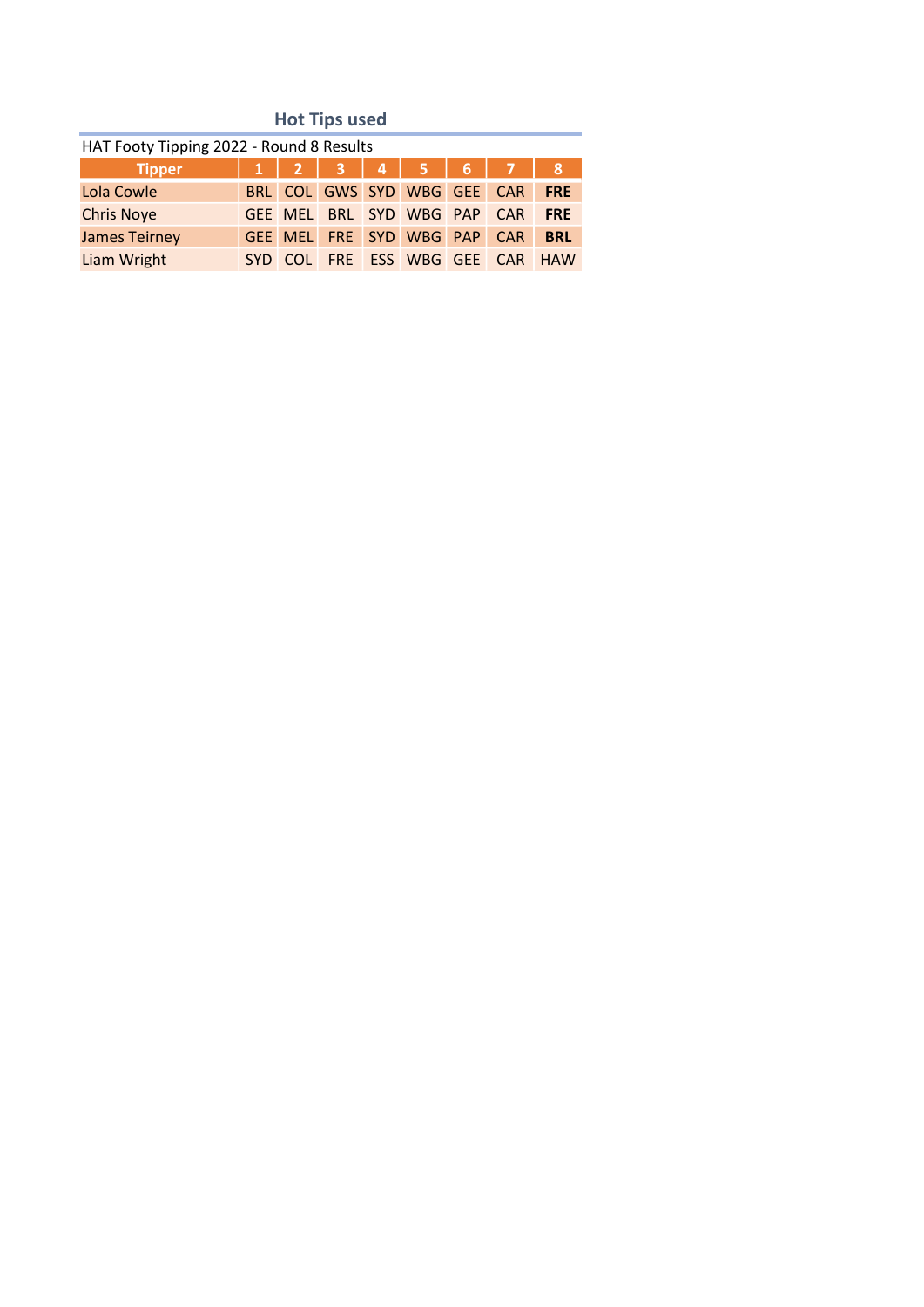## Hot Tips used

HAT Footy Tipping 2022 - Round 8 Results

| Tipper | 1 | 2 | 3 | 4 | 5 | 6 | 7 | 8 |
|---|---|---|---|---|---|---|---|---|
| Lola Cowle | BRL | COL | GWS | SYD | WBG | GEE | CAR | **FRE** |
| Chris Noye | GEE | MEL | BRL | SYD | WBG | PAP | CAR | **FRE** |
| James Teirney | GEE | MEL | FRE | SYD | WBG | PAP | CAR | **BRL** |
| Liam Wright | SYD | COL | FRE | ESS | WBG | GEE | CAR | ~~HAW~~ |